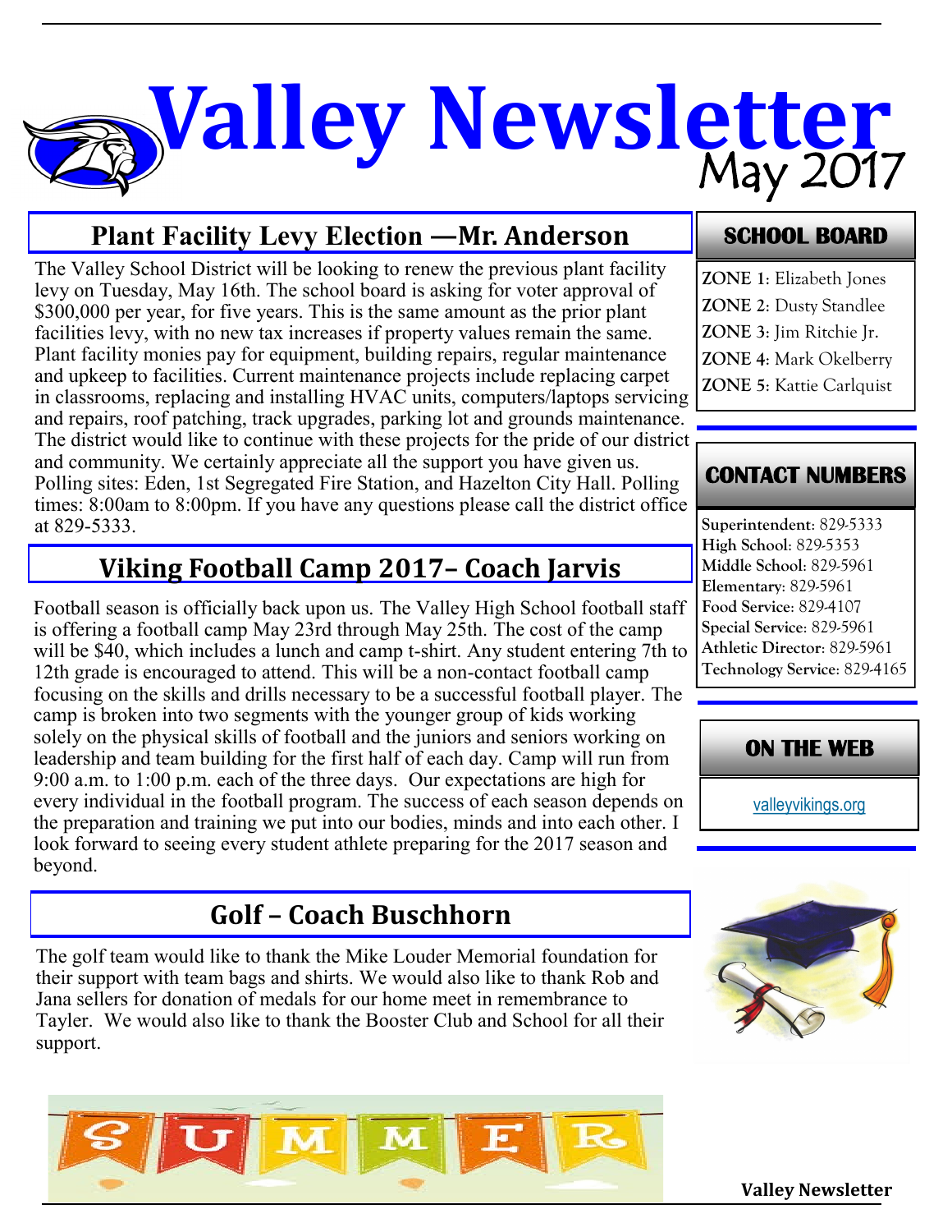# Valley Newsletter

May 2017

## Plant Facility Levy Election —Mr. Anderson

The Valley School District will be looking to renew the previous plant facility levy on Tuesday, May 16th. The school board is asking for voter approval of $300,000 per year, for five years. This is the same amount as the prior plant facilities levy, with no new tax increases if property values remain the same. Plant facility monies pay for equipment, building repairs, regular maintenance and upkeep to facilities. Current maintenance projects include replacing carpet in classrooms, replacing and installing HVAC units, computers/laptops servicing and repairs, roof patching, track upgrades, parking lot and grounds maintenance. The district would like to continue with these projects for the pride of our district and community. We certainly appreciate all the support you have given us. Polling sites: Eden, 1st Segregated Fire Station, and Hazelton City Hall. Polling times: 8:00am to 8:00pm. If you have any questions please call the district office at 829-5333.

## Viking Football Camp 2017– Coach Jarvis

Football season is officially back upon us. The Valley High School football staff is offering a football camp May 23rd through May 25th. The cost of the camp will be $40, which includes a lunch and camp t-shirt. Any student entering 7th to 12th grade is encouraged to attend. This will be a non-contact football camp focusing on the skills and drills necessary to be a successful football player. The camp is broken into two segments with the younger group of kids working solely on the physical skills of football and the juniors and seniors working on leadership and team building for the first half of each day. Camp will run from 9:00 a.m. to 1:00 p.m. each of the three days. Our expectations are high for every individual in the football program. The success of each season depends on the preparation and training we put into our bodies, minds and into each other. I look forward to seeing every student athlete preparing for the 2017 season and beyond.

## Golf – Coach Buschhorn

The golf team would like to thank the Mike Louder Memorial foundation for their support with team bags and shirts. We would also like to thank Rob and Jana sellers for donation of medals for our home meet in remembrance to Tayler. We would also like to thank the Booster Club and School for all their support.

### SCHOOL BOARD

**ZONE 1**: Elizabeth Jones
**ZONE 2**: Dusty Standlee
**ZONE 3**: Jim Ritchie Jr.
**ZONE 4**: Mark Okelberry
**ZONE 5**: Kattie Carlquist

### CONTACT NUMBERS

**Superintendent**: 829-5333
**High School**: 829-5353
**Middle School**: 829-5961
**Elementary**: 829-5961
**Food Service**: 829-4107
**Special Service**: 829-5961
**Athletic Director**: 829-5961
**Technology Service**: 829-4165

### ON THE WEB

valleyvikings.org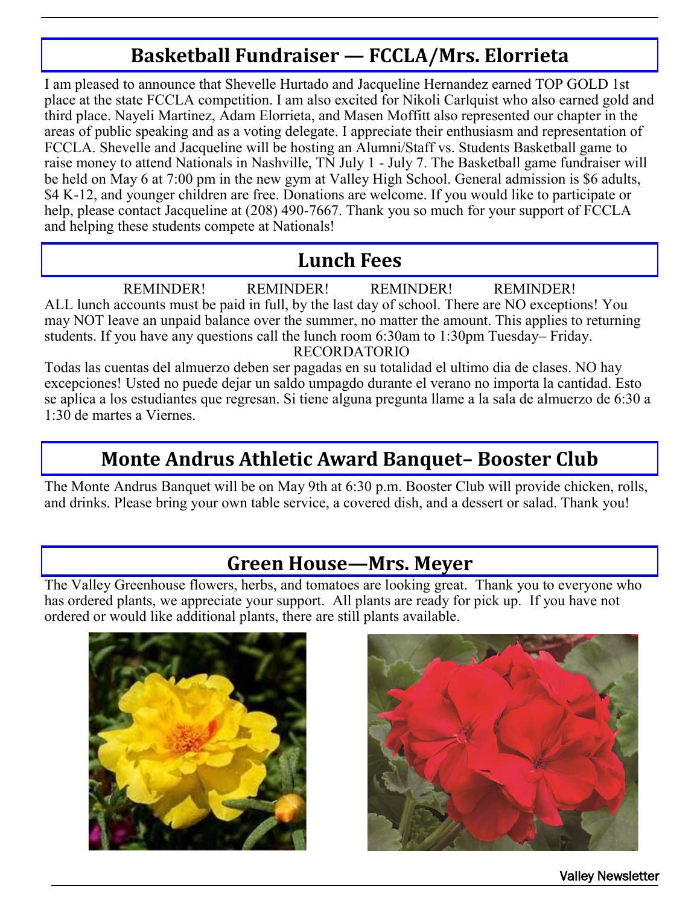## Basketball Fundraiser — FCCLA/Mrs. Elorrieta

I am pleased to announce that Shevelle Hurtado and Jacqueline Hernandez earned TOP GOLD 1st place at the state FCCLA competition. I am also excited for Nikoli Carlquist who also earned gold and third place. Nayeli Martinez, Adam Elorrieta, and Masen Moffitt also represented our chapter in the areas of public speaking and as a voting delegate. I appreciate their enthusiasm and representation of FCCLA. Shevelle and Jacqueline will be hosting an Alumni/Staff vs. Students Basketball game to raise money to attend Nationals in Nashville, TN July 1 - July 7. The Basketball game fundraiser will be held on May 6 at 7:00 pm in the new gym at Valley High School. General admission is $6 adults, $4 K-12, and younger children are free. Donations are welcome. If you would like to participate or help, please contact Jacqueline at (208) 490-7667. Thank you so much for your support of FCCLA and helping these students compete at Nationals!

## Lunch Fees

REMINDER! REMINDER! REMINDER! REMINDER!

ALL lunch accounts must be paid in full, by the last day of school. There are NO exceptions! You may NOT leave an unpaid balance over the summer, no matter the amount. This applies to returning students. If you have any questions call the lunch room 6:30am to 1:30pm Tuesday– Friday.

RECORDATORIO

Todas las cuentas del almuerzo deben ser pagadas en su totalidad el ultimo dia de clases. NO hay excepciones! Usted no puede dejar un saldo umpagdo durante el verano no importa la cantidad. Esto se aplica a los estudiantes que regresan. Si tiene alguna pregunta llame a la sala de almuerzo de 6:30 a 1:30 de martes a Viernes.

## Monte Andrus Athletic Award Banquet– Booster Club

The Monte Andrus Banquet will be on May 9th at 6:30 p.m. Booster Club will provide chicken, rolls, and drinks. Please bring your own table service, a covered dish, and a dessert or salad. Thank you!

## Green House—Mrs. Meyer

The Valley Greenhouse flowers, herbs, and tomatoes are looking great. Thank you to everyone who has ordered plants, we appreciate your support. All plants are ready for pick up. If you have not ordered or would like additional plants, there are still plants available.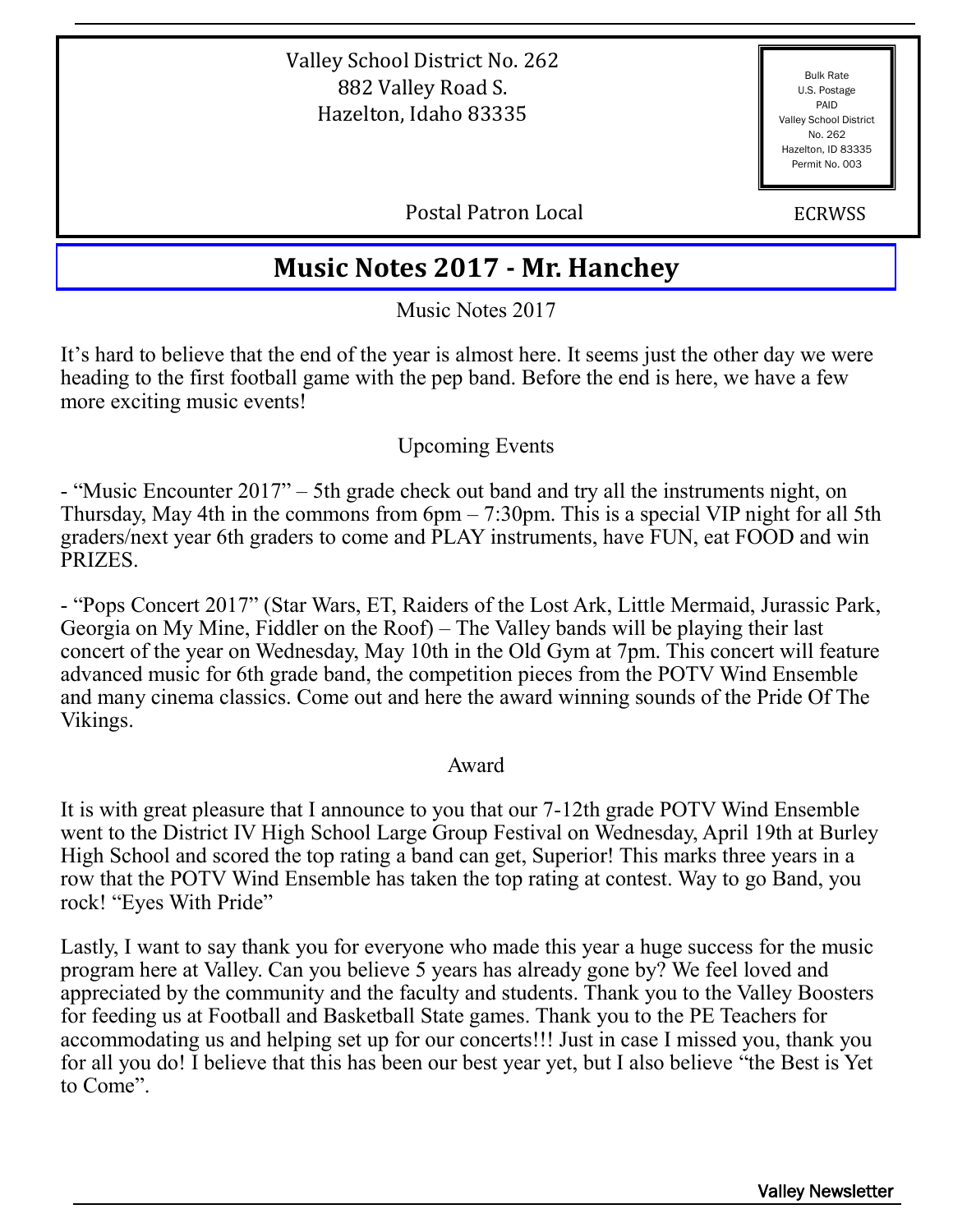Valley School District No. 262
882 Valley Road S.
Hazelton, Idaho 83335

Bulk Rate
U.S. Postage
PAID
Valley School District
No. 262
Hazelton, ID 83335
Permit No. 003

Postal Patron Local

ECRWSS

## Music Notes 2017 - Mr. Hanchey

Music Notes 2017

It's hard to believe that the end of the year is almost here. It seems just the other day we were heading to the first football game with the pep band. Before the end is here, we have a few more exciting music events!

Upcoming Events

- "Music Encounter 2017" – 5th grade check out band and try all the instruments night, on Thursday, May 4th in the commons from 6pm – 7:30pm. This is a special VIP night for all 5th graders/next year 6th graders to come and PLAY instruments, have FUN, eat FOOD and win PRIZES.

- "Pops Concert 2017" (Star Wars, ET, Raiders of the Lost Ark, Little Mermaid, Jurassic Park, Georgia on My Mine, Fiddler on the Roof) – The Valley bands will be playing their last concert of the year on Wednesday, May 10th in the Old Gym at 7pm. This concert will feature advanced music for 6th grade band, the competition pieces from the POTV Wind Ensemble and many cinema classics. Come out and here the award winning sounds of the Pride Of The Vikings.

Award

It is with great pleasure that I announce to you that our 7-12th grade POTV Wind Ensemble went to the District IV High School Large Group Festival on Wednesday, April 19th at Burley High School and scored the top rating a band can get, Superior! This marks three years in a row that the POTV Wind Ensemble has taken the top rating at contest. Way to go Band, you rock! "Eyes With Pride"

Lastly, I want to say thank you for everyone who made this year a huge success for the music program here at Valley. Can you believe 5 years has already gone by? We feel loved and appreciated by the community and the faculty and students. Thank you to the Valley Boosters for feeding us at Football and Basketball State games. Thank you to the PE Teachers for accommodating us and helping set up for our concerts!!! Just in case I missed you, thank you for all you do! I believe that this has been our best year yet, but I also believe "the Best is Yet to Come".